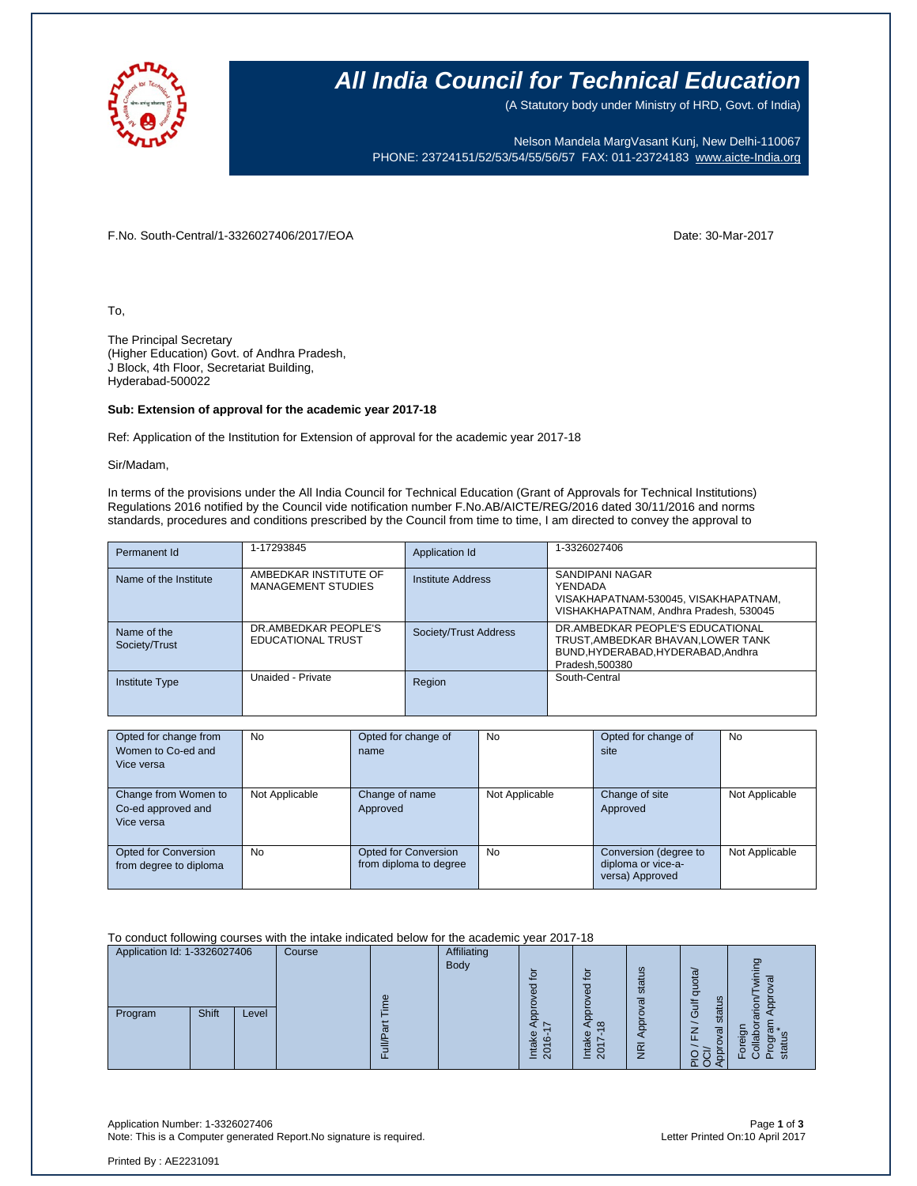# All India Council for Technical Education

(A Statutory body under Ministry of HRD, Govt. of India)

Nelson Mandela MargVasant Kunj, New Delhi-110067
PHONE: 23724151/52/53/54/55/56/57 FAX: 011-23724183 www.aicte-India.org

F.No. South-Central/1-3326027406/2017/EOA

Date: 30-Mar-2017

To,

The Principal Secretary
(Higher Education) Govt. of Andhra Pradesh,
J Block, 4th Floor, Secretariat Building,
Hyderabad-500022

**Sub: Extension of approval for the academic year 2017-18**

Ref: Application of the Institution for Extension of approval for the academic year 2017-18

Sir/Madam,

In terms of the provisions under the All India Council for Technical Education (Grant of Approvals for Technical Institutions) Regulations 2016 notified by the Council vide notification number F.No.AB/AICTE/REG/2016 dated 30/11/2016 and norms standards, procedures and conditions prescribed by the Council from time to time, I am directed to convey the approval to

| Permanent Id | 1-17293845 | Application Id | 1-3326027406 |
|---|---|---|---|
| Name of the Institute | AMBEDKAR INSTITUTE OF MANAGEMENT STUDIES | Institute Address | SANDIPANI NAGAR YENDADA VISAKHAPATNAM-530045, VISAKHAPATNAM, VISHAKHAPATNAM, Andhra Pradesh, 530045 |
| Name of the Society/Trust | DR.AMBEDKAR PEOPLE'S EDUCATIONAL TRUST | Society/Trust Address | DR.AMBEDKAR PEOPLE'S EDUCATIONAL TRUST,AMBEDKAR BHAVAN,LOWER TANK BUND,HYDERABAD,HYDERABAD,Andhra Pradesh,500380 |
| Institute Type | Unaided - Private | Region | South-Central |

| Opted for change from Women to Co-ed and Vice versa | No | Opted for change of name | No | Opted for change of site | No |
|---|---|---|---|---|---|
| Change from Women to Co-ed approved and Vice versa | Not Applicable | Change of name Approved | Not Applicable | Change of site Approved | Not Applicable |
| Opted for Conversion from degree to diploma | No | Opted for Conversion from diploma to degree | No | Conversion (degree to diploma or vice-a-versa) Approved | Not Applicable |

To conduct following courses with the intake indicated below for the academic year 2017-18

| Application Id: 1-3326027406 | | | Course | Full/Part Time | Affiliating Body | Intake Approved for 2016-17 | Intake Approved for 2017-18 | NRI Approval status | PIO / FN / Gulf quota/ OCI/ Approval status | Foreign Collaborarion/Twining Program Approval status* |
|---|---|---|---|---|---|---|---|---|---|---|
| Program | Shift | Level | | | | | | | | |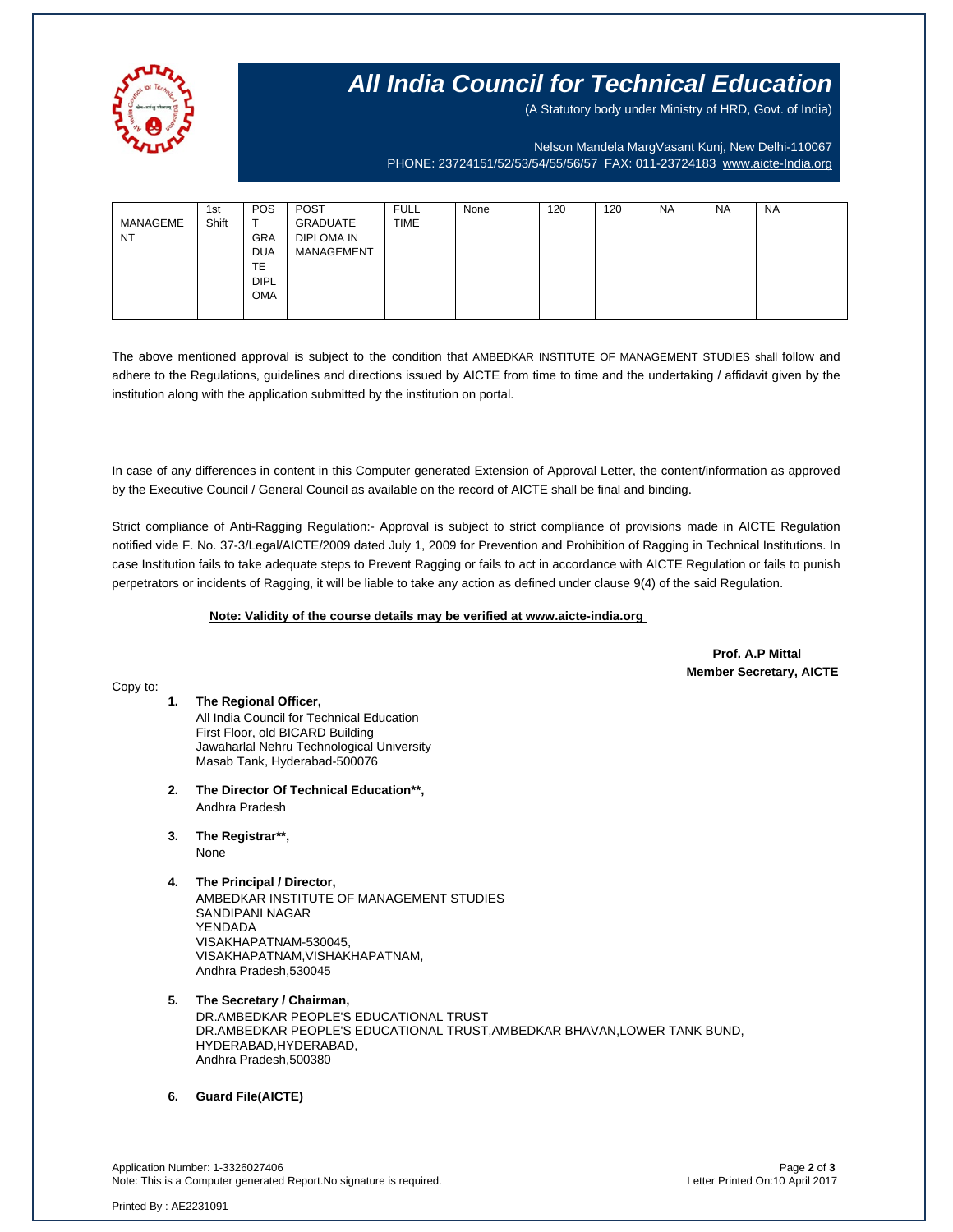# All India Council for Technical Education

(A Statutory body under Ministry of HRD, Govt. of India)

Nelson Mandela MargVasant Kunj, New Delhi-110067
PHONE: 23724151/52/53/54/55/56/57 FAX: 011-23724183 www.aicte-India.org

| | | | | | | | | | | |
|---|---|---|---|---|---|---|---|---|---|---|
| MANAGEMENT | 1st Shift | POST GRADUATE DIPLOMA | POST GRADUATE DIPLOMA IN MANAGEMENT | FULL TIME | None | 120 | 120 | NA | NA | NA |

The above mentioned approval is subject to the condition that AMBEDKAR INSTITUTE OF MANAGEMENT STUDIES shall follow and adhere to the Regulations, guidelines and directions issued by AICTE from time to time and the undertaking / affidavit given by the institution along with the application submitted by the institution on portal.

In case of any differences in content in this Computer generated Extension of Approval Letter, the content/information as approved by the Executive Council / General Council as available on the record of AICTE shall be final and binding.

Strict compliance of Anti-Ragging Regulation:- Approval is subject to strict compliance of provisions made in AICTE Regulation notified vide F. No. 37-3/Legal/AICTE/2009 dated July 1, 2009 for Prevention and Prohibition of Ragging in Technical Institutions. In case Institution fails to take adequate steps to Prevent Ragging or fails to act in accordance with AICTE Regulation or fails to punish perpetrators or incidents of Ragging, it will be liable to take any action as defined under clause 9(4) of the said Regulation.

**Note: Validity of the course details may be verified at www.aicte-india.org**

**Prof. A.P Mittal**
**Member Secretary, AICTE**

Copy to:

1. **The Regional Officer,**
   All India Council for Technical Education
   First Floor, old BICARD Building
   Jawaharlal Nehru Technological University
   Masab Tank, Hyderabad-500076

2. **The Director Of Technical Education\*\*,**
   Andhra Pradesh

3. **The Registrar\*\*,**
   None

4. **The Principal / Director,**
   AMBEDKAR INSTITUTE OF MANAGEMENT STUDIES
   SANDIPANI NAGAR
   YENDADA
   VISAKHAPATNAM-530045,
   VISAKHAPATNAM,VISHAKHAPATNAM,
   Andhra Pradesh,530045

5. **The Secretary / Chairman,**
   DR.AMBEDKAR PEOPLE'S EDUCATIONAL TRUST
   DR.AMBEDKAR PEOPLE'S EDUCATIONAL TRUST,AMBEDKAR BHAVAN,LOWER TANK BUND,
   HYDERABAD,HYDERABAD,
   Andhra Pradesh,500380

6. **Guard File(AICTE)**

Application Number: 1-3326027406
Note: This is a Computer generated Report.No signature is required.

Letter Printed On:10 April 2017

Printed By : AE2231091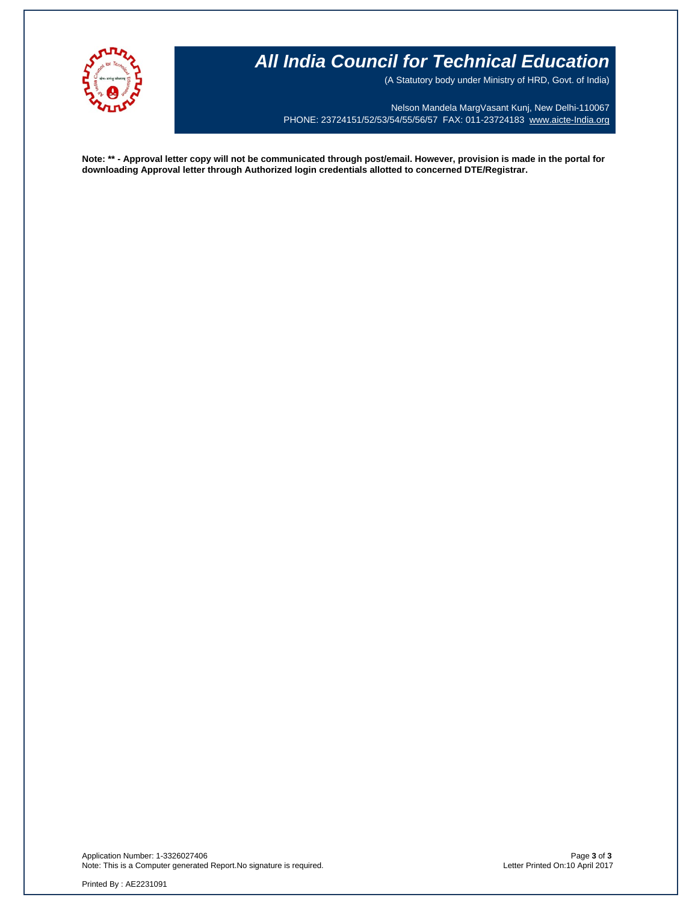# All India Council for Technical Education

(A Statutory body under Ministry of HRD, Govt. of India)

Nelson Mandela MargVasant Kunj, New Delhi-110067
PHONE: 23724151/52/53/54/55/56/57 FAX: 011-23724183 www.aicte-India.org

**Note: ** - Approval letter copy will not be communicated through post/email. However, provision is made in the portal for downloading Approval letter through Authorized login credentials allotted to concerned DTE/Registrar.**

Application Number: 1-3326027406
Note: This is a Computer generated Report.No signature is required.

Letter Printed On:10 April 2017

Printed By : AE2231091